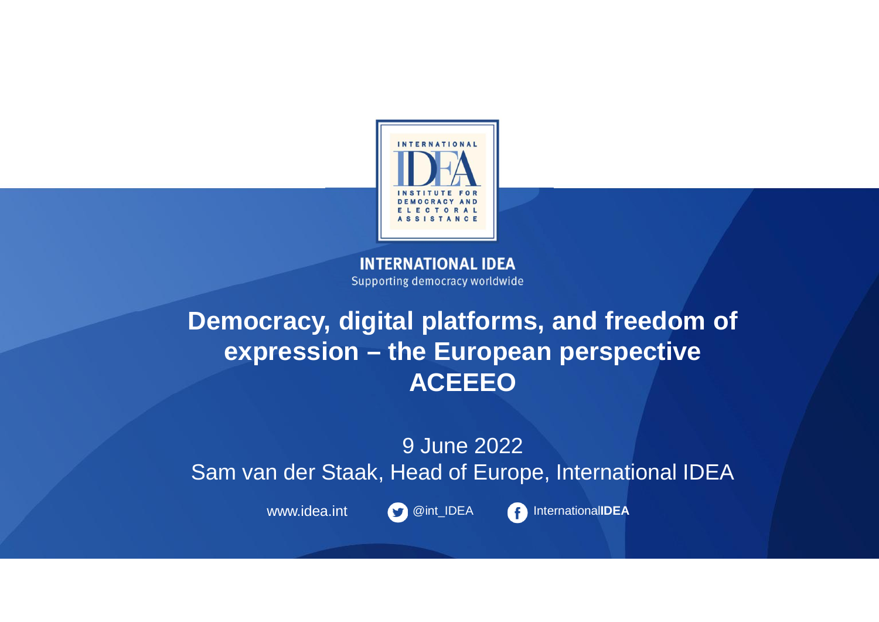INTERNATIONAL IDEA

INSTITUTE FOR DEMOCRACY AND ELECTORAL ASSISTANCE

**INTERNATIONAL IDEA**

Supporting democracy worldwide

# Democracy, digital platforms, and freedom of expression – the European perspective ACEEEO

9 June 2022

Sam van der Staak, Head of Europe, International IDEA

www.idea.int @int_IDEA International**IDEA**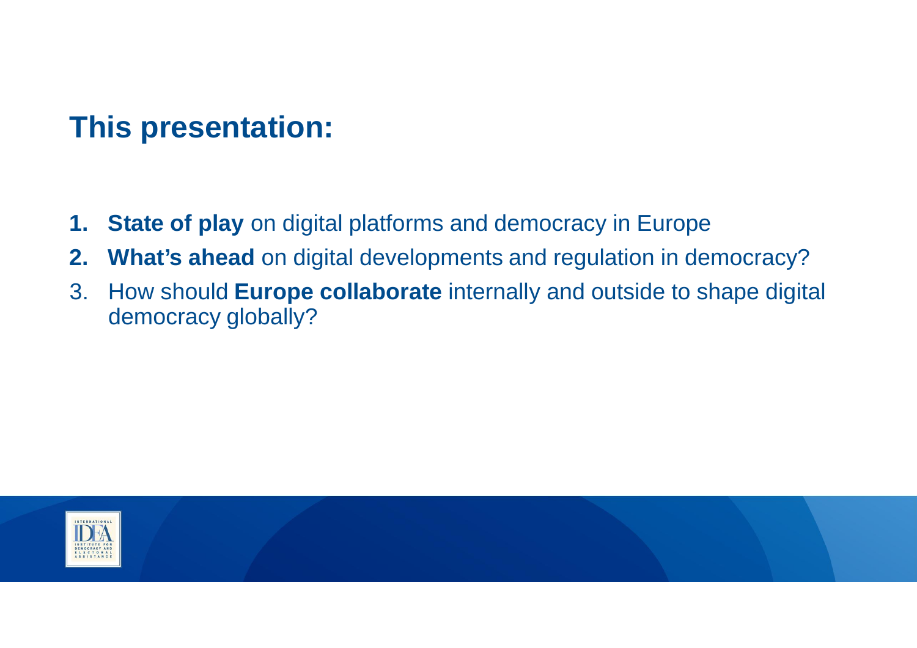# This presentation:

1. **State of play** on digital platforms and democracy in Europe
2. **What's ahead** on digital developments and regulation in democracy?
3. How should **Europe collaborate** internally and outside to shape digital democracy globally?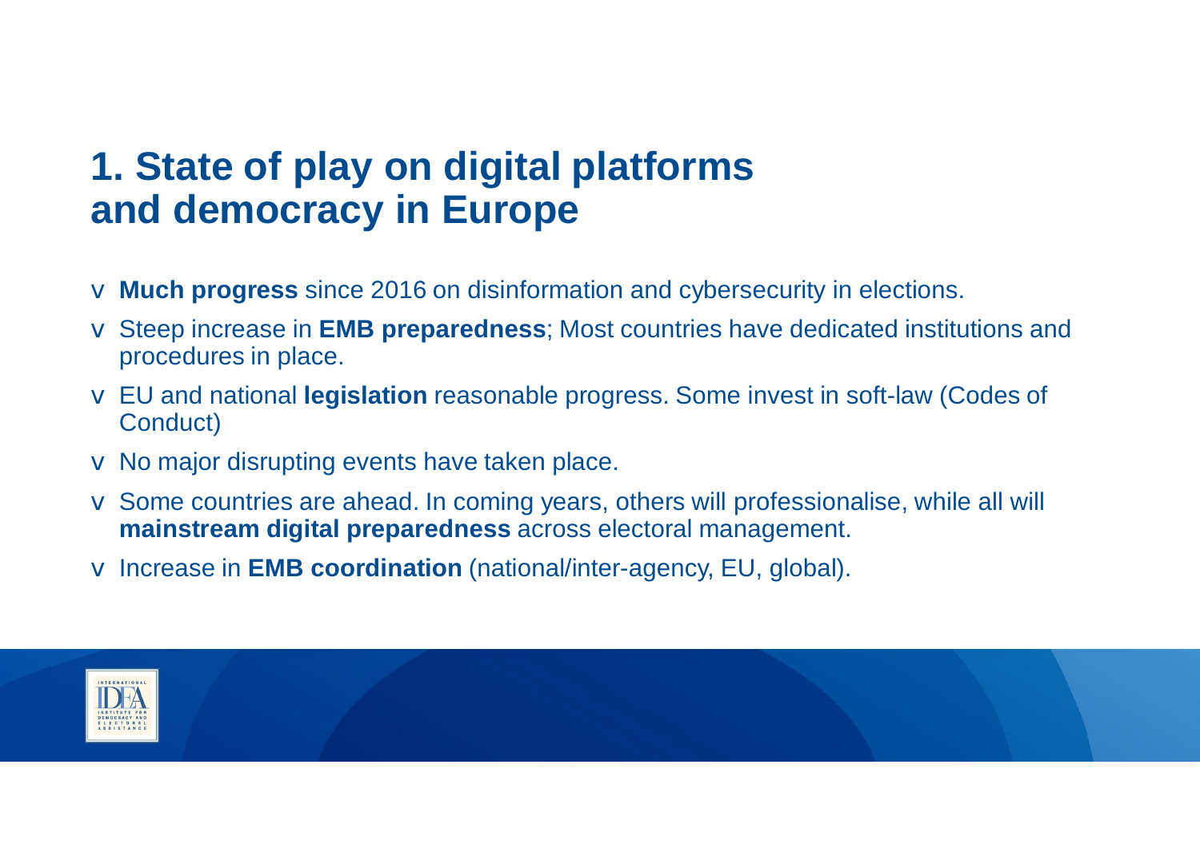# 1. State of play on digital platforms and democracy in Europe

- **Much progress** since 2016 on disinformation and cybersecurity in elections.
- Steep increase in **EMB preparedness**; Most countries have dedicated institutions and procedures in place.
- EU and national **legislation** reasonable progress. Some invest in soft-law (Codes of Conduct)
- No major disrupting events have taken place.
- Some countries are ahead. In coming years, others will professionalise, while all will **mainstream digital preparedness** across electoral management.
- Increase in **EMB coordination** (national/inter-agency, EU, global).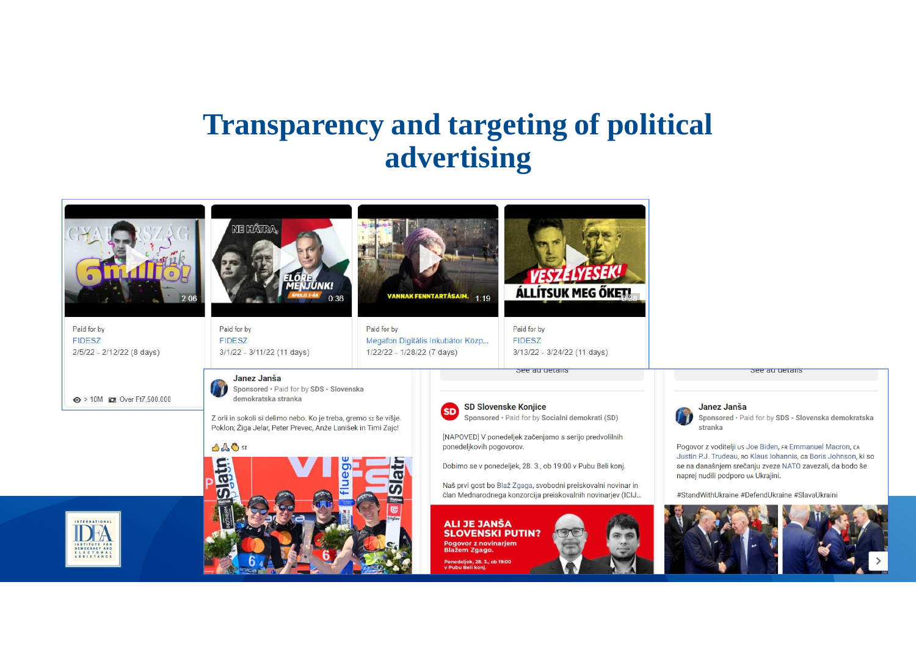# Transparency and targeting of political advertising

Paid for by
FIDESZ
2/5/22 - 2/12/22 (8 days)

Paid for by
FIDESZ
3/1/22 - 3/11/22 (11 days)

Paid for by
Megafon Digitális Inkubátor Közp...
1/22/22 - 1/28/22 (7 days)

Paid for by
FIDESZ
3/13/22 - 3/24/22 (11 days)

> 10M Over Ft7,500,000

**Janez Janša**
Sponsored · Paid for by **SDS - Slovenska demokratska stranka**

Z orli in sokoli si delimo nebo. Ko je treba, gremo SI še višje. Poklon; Žiga Jelar, Peter Prevec, Anže Lanišek in Timi Zajc!

**SD Slovenske Konjice**
Sponsored · Paid for by **Socialni demokrati (SD)**

[NAPOVED] V ponedeljek začenjamo s serijo predvolilnih ponedeljkovih pogovorov.

Dobimo se v ponedeljek, 28. 3., ob 19:00 v Pubu Beli konj.

Naš prvi gost bo Blaž Zgaga, svobodni preiskovalni novinar in član Mednarodnega konzorcija preiskovalnih novinarjev (ICIJ...

**Janez Janša**
Sponsored · Paid for by **SDS - Slovenska demokratska stranka**

Pogovor z voditelji US Joe Biden, FR Emmanuel Macron, CA Justin P.J. Trudeau, RO Klaus Iohannis, GB Boris Johnson, ki so se na današnjem srečanju zveze NATO zavezali, da bodo še naprej nudili podporo UA Ukrajini.

#StandWithUkraine #DefendUkraine #SlavaUkraini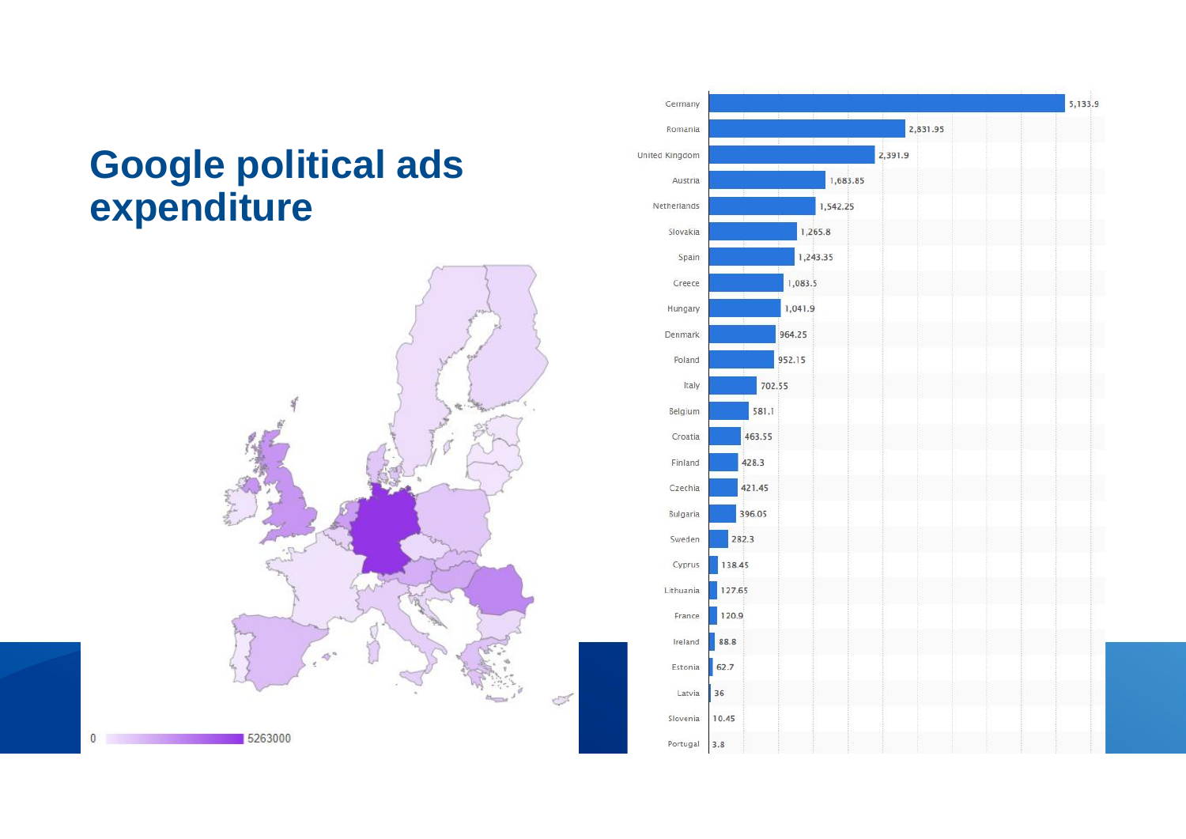# Google political ads expenditure

0 — 5263000

| Country | Expenditure |
| --- | --- |
| Germany | 5,133.9 |
| Romania | 2,831.95 |
| United Kingdom | 2,391.9 |
| Austria | 1,683.85 |
| Netherlands | 1,542.25 |
| Slovakia | 1,265.8 |
| Spain | 1,243.35 |
| Greece | 1,083.5 |
| Hungary | 1,041.9 |
| Denmark | 964.25 |
| Poland | 952.15 |
| Italy | 702.55 |
| Belgium | 581.1 |
| Croatia | 463.55 |
| Finland | 428.3 |
| Czechia | 421.45 |
| Bulgaria | 396.05 |
| Sweden | 282.3 |
| Cyprus | 138.45 |
| Lithuania | 127.65 |
| France | 120.9 |
| Ireland | 88.8 |
| Estonia | 62.7 |
| Latvia | 36 |
| Slovenia | 10.45 |
| Portugal | 3.8 |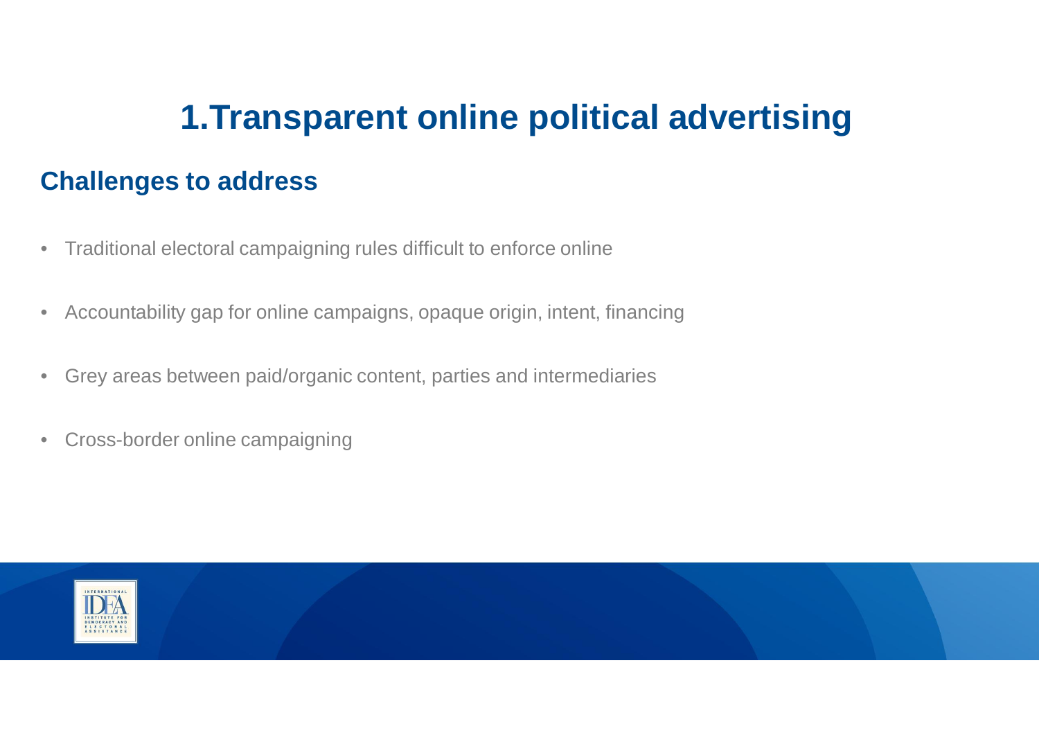# 1.Transparent online political advertising

## Challenges to address

- Traditional electoral campaigning rules difficult to enforce online
- Accountability gap for online campaigns, opaque origin, intent, financing
- Grey areas between paid/organic content, parties and intermediaries
- Cross-border online campaigning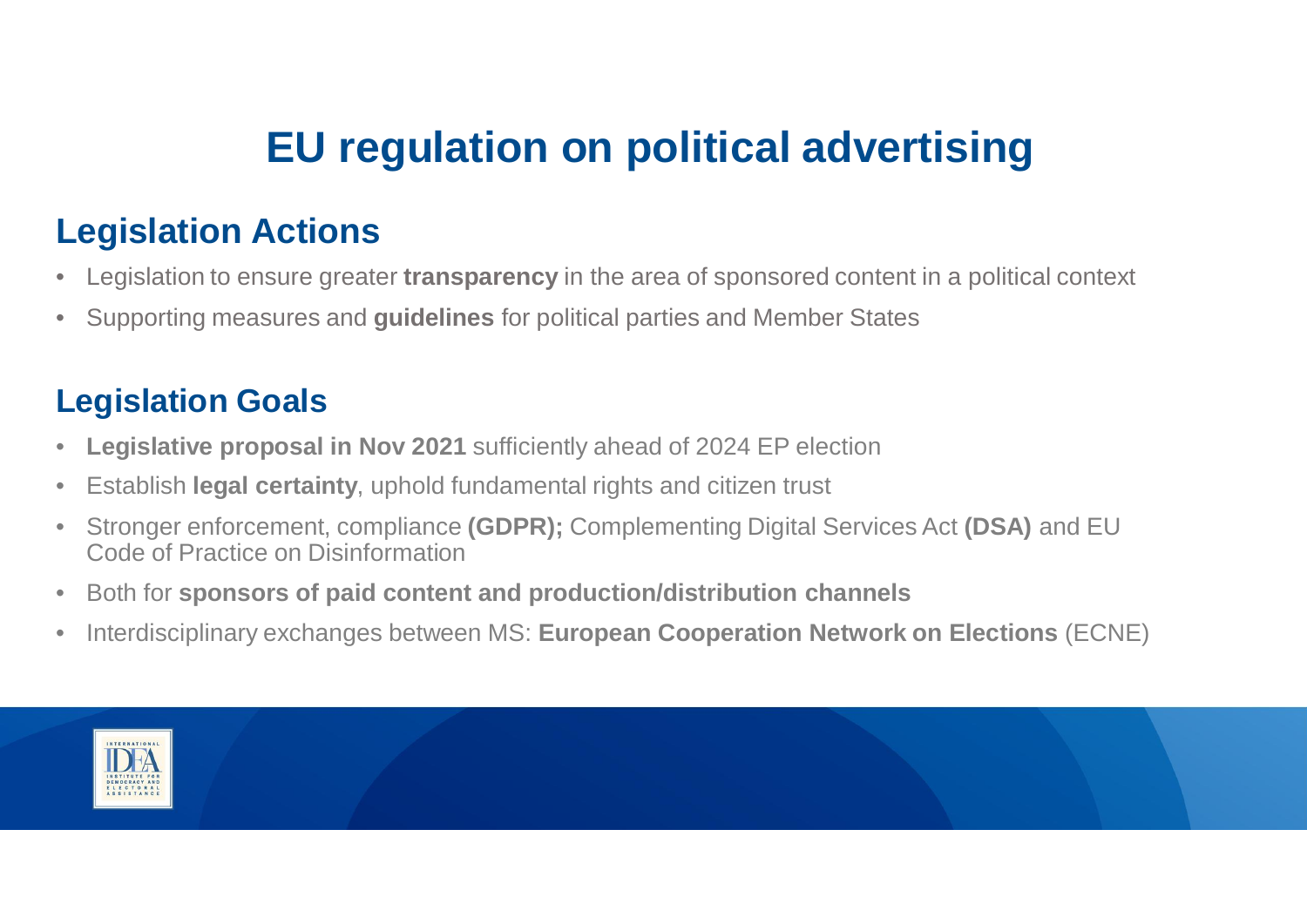# EU regulation on political advertising

## Legislation Actions

- Legislation to ensure greater **transparency** in the area of sponsored content in a political context
- Supporting measures and **guidelines** for political parties and Member States

## Legislation Goals

- **Legislative proposal in Nov 2021** sufficiently ahead of 2024 EP election
- Establish **legal certainty**, uphold fundamental rights and citizen trust
- Stronger enforcement, compliance **(GDPR);** Complementing Digital Services Act **(DSA)** and EU Code of Practice on Disinformation
- Both for **sponsors of paid content and production/distribution channels**
- Interdisciplinary exchanges between MS: **European Cooperation Network on Elections** (ECNE)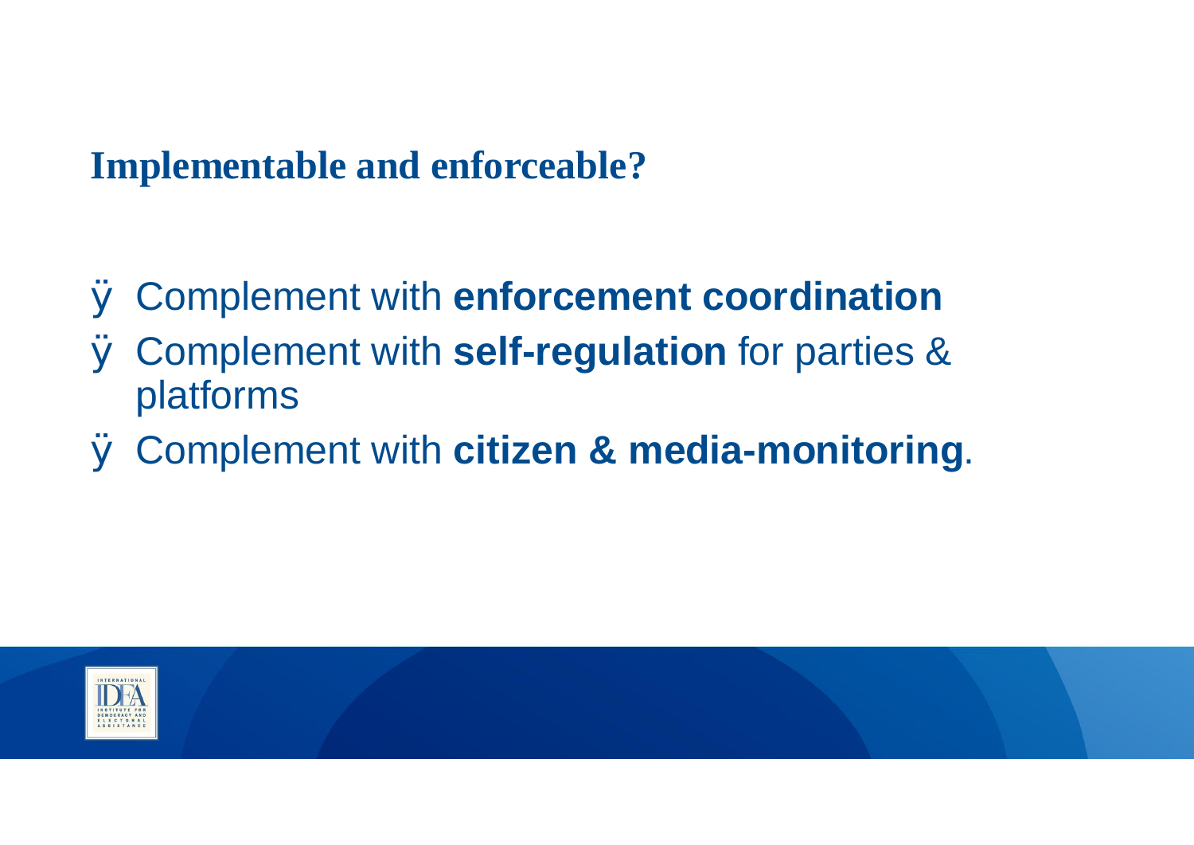## Implementable and enforceable?

- Complement with **enforcement coordination**
- Complement with **self-regulation** for parties & platforms
- Complement with **citizen & media-monitoring**.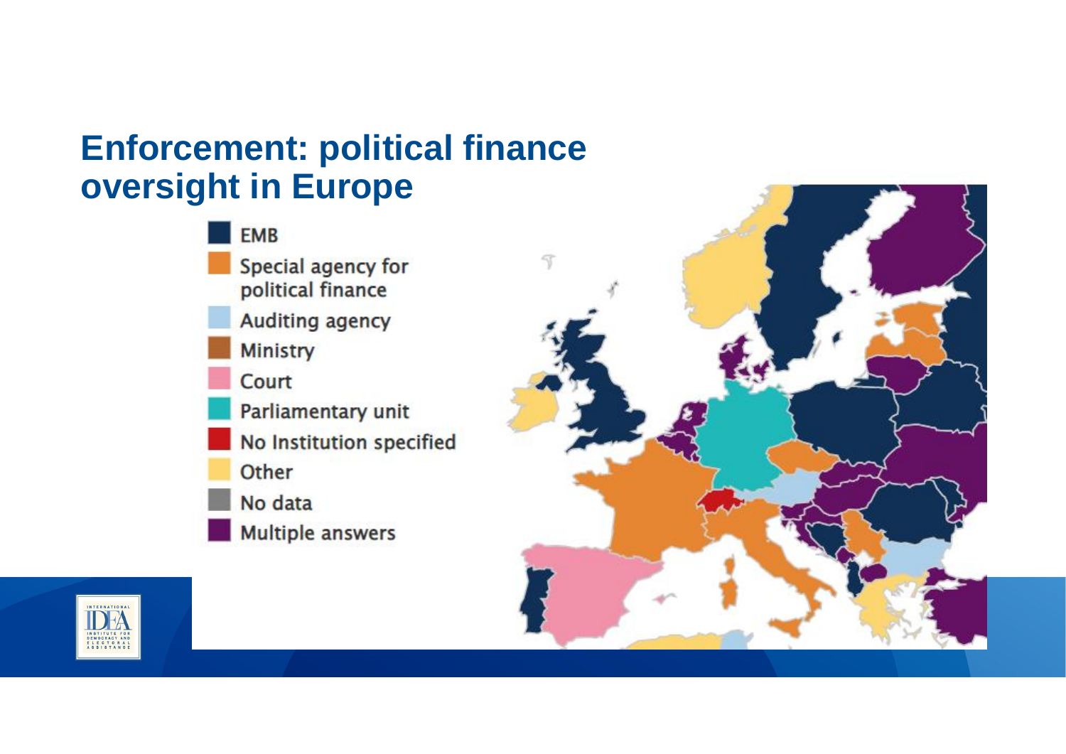# Enforcement: political finance oversight in Europe

- EMB
- Special agency for political finance
- Auditing agency
- Ministry
- Court
- Parliamentary unit
- No Institution specified
- Other
- No data
- Multiple answers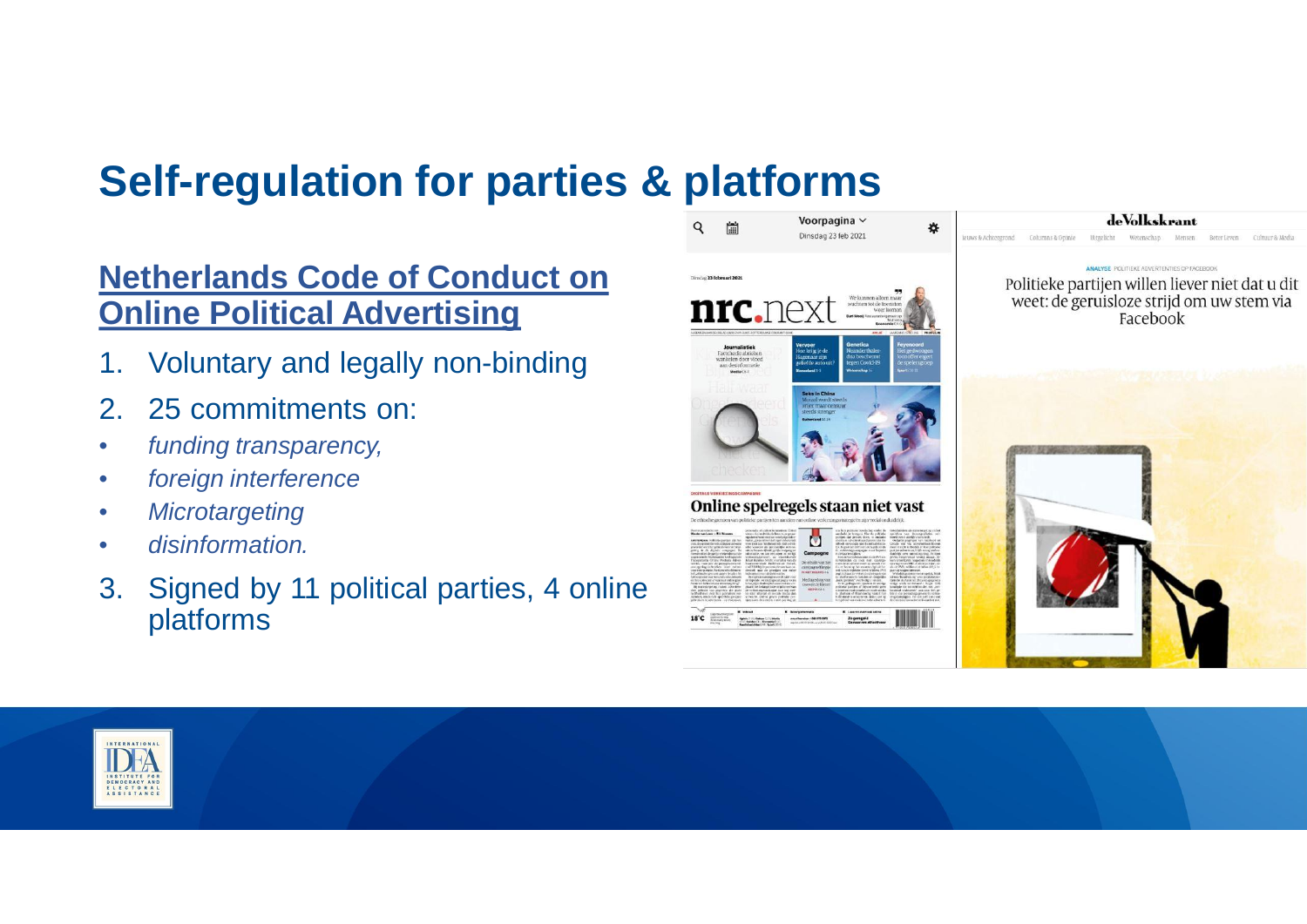# Self-regulation for parties & platforms

## Netherlands Code of Conduct on Online Political Advertising

1. Voluntary and legally non-binding
2. 25 commitments on:
   - *funding transparency,*
   - *foreign interference*
   - *Microtargeting*
   - *disinformation.*
3. Signed by 11 political parties, 4 online platforms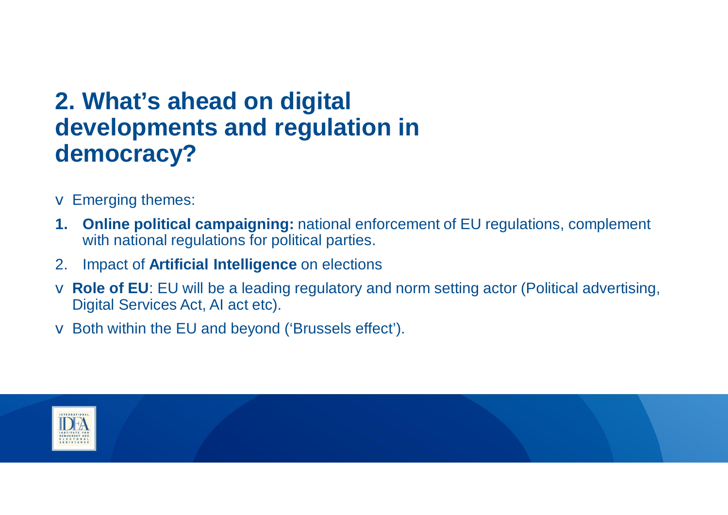## 2. What's ahead on digital developments and regulation in democracy?

- Emerging themes:

1. **Online political campaigning:** national enforcement of EU regulations, complement with national regulations for political parties.
2. Impact of **Artificial Intelligence** on elections

- **Role of EU**: EU will be a leading regulatory and norm setting actor (Political advertising, Digital Services Act, AI act etc).
- Both within the EU and beyond ('Brussels effect').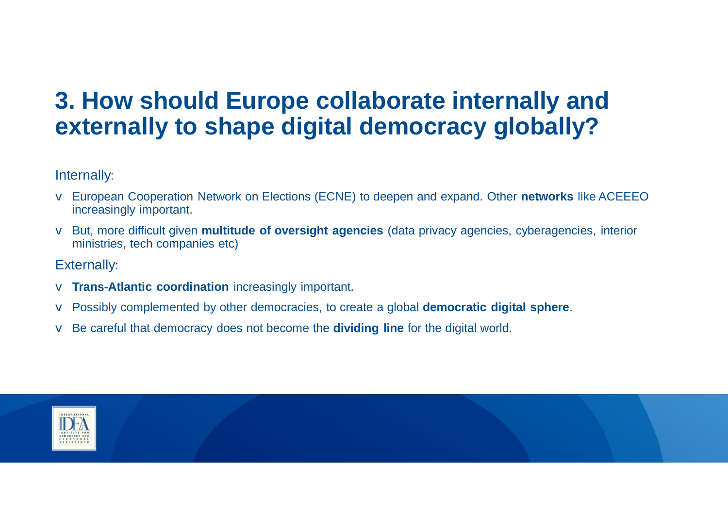# 3. How should Europe collaborate internally and externally to shape digital democracy globally?

Internally:

- European Cooperation Network on Elections (ECNE) to deepen and expand. Other **networks** like ACEEEO increasingly important.
- But, more difficult given **multitude of oversight agencies** (data privacy agencies, cyberagencies, interior ministries, tech companies etc)

Externally:

- **Trans-Atlantic coordination** increasingly important.
- Possibly complemented by other democracies, to create a global **democratic digital sphere**.
- Be careful that democracy does not become the **dividing line** for the digital world.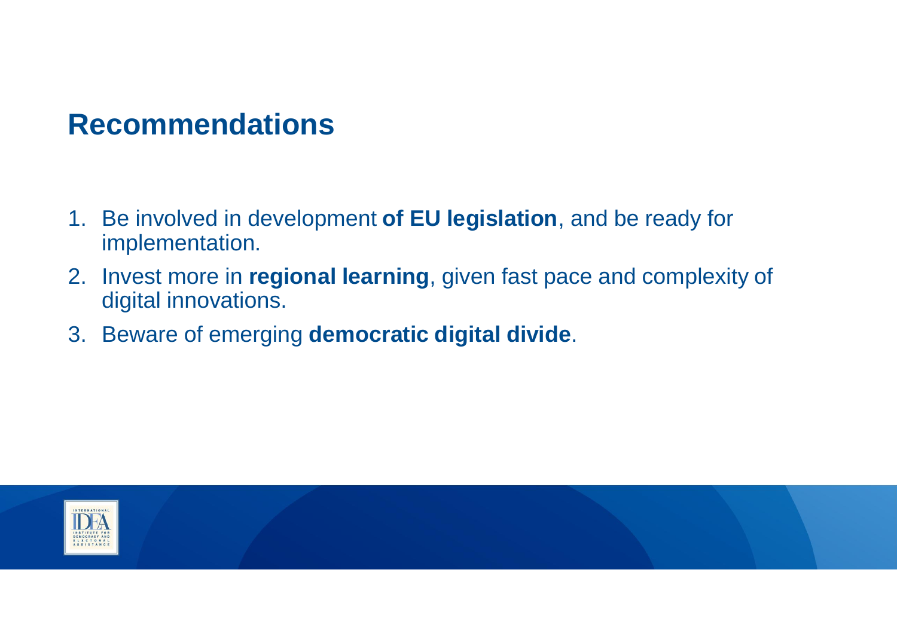# Recommendations

1. Be involved in development **of EU legislation**, and be ready for implementation.
2. Invest more in **regional learning**, given fast pace and complexity of digital innovations.
3. Beware of emerging **democratic digital divide**.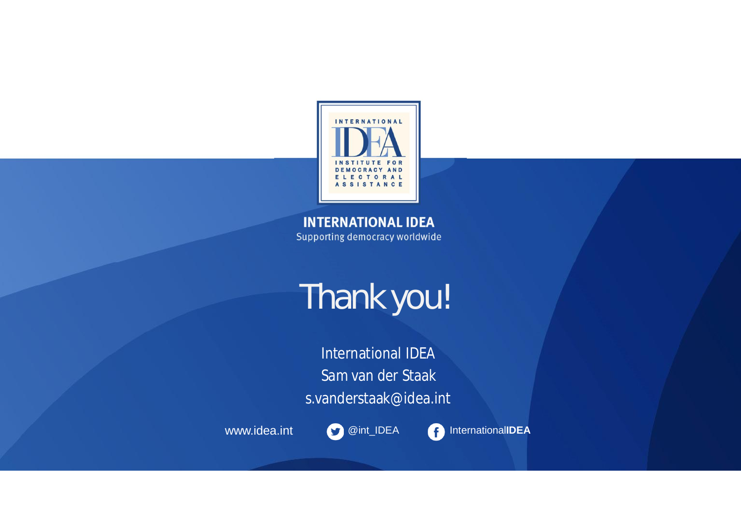INTERNATIONAL IDEA

INSTITUTE FOR DEMOCRACY AND ELECTORAL ASSISTANCE

**INTERNATIONAL IDEA**

Supporting democracy worldwide

# Thank you!

International IDEA

Sam van der Staak

s.vanderstaak@idea.int

www.idea.int @int_IDEA International**IDEA**